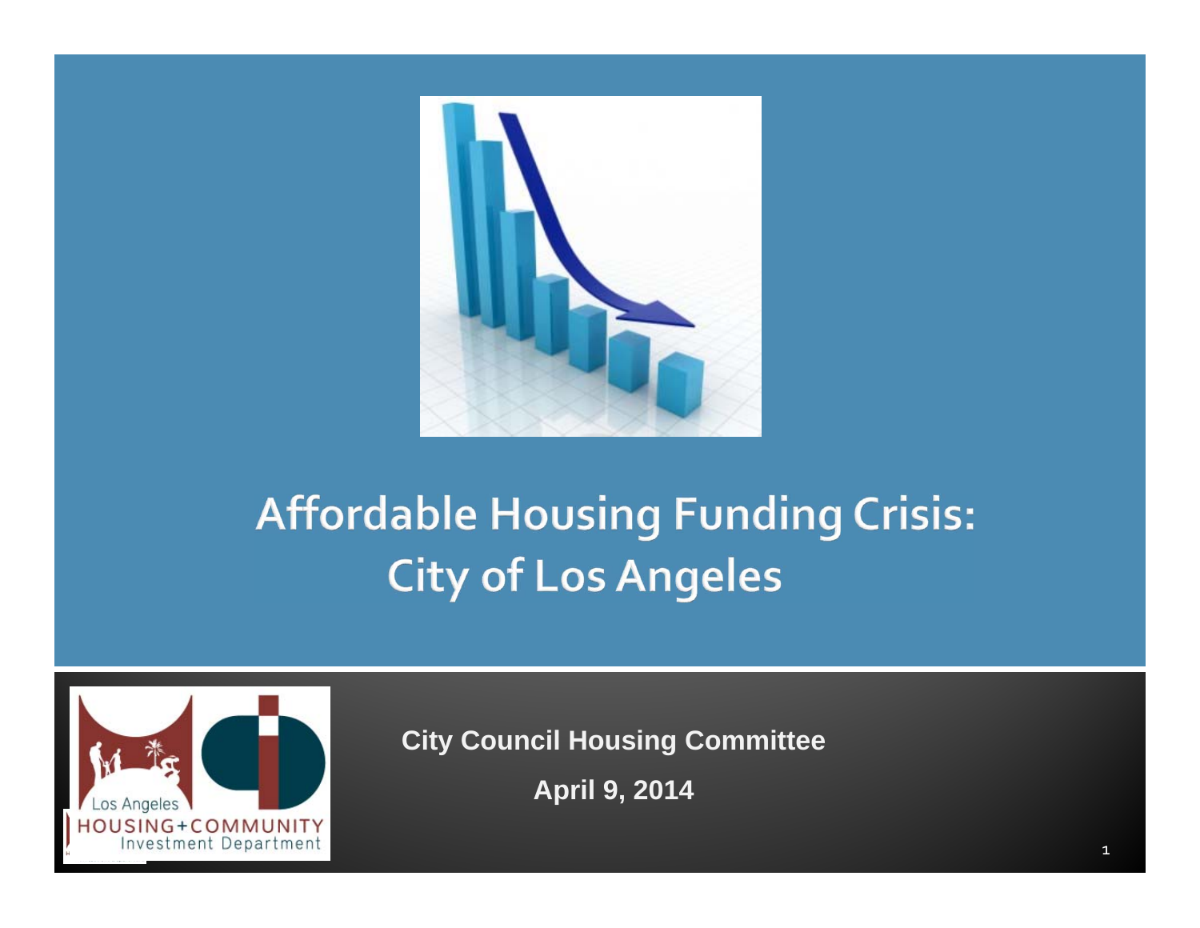# Affordable Housing Funding Crisis: City of Los Angeles

Los Angeles HOUSING+COMMUNITY Investment Department

**City Council Housing Committee**

**April 9, 2014**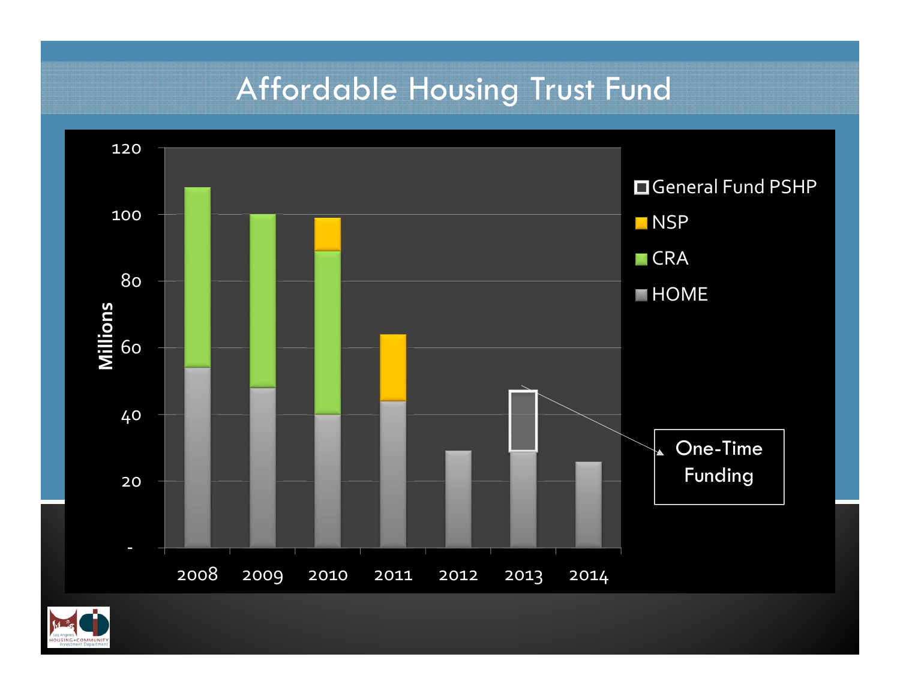# Affordable Housing Trust Fund

Millions

120
100
80
60
40
20
-

2008
2009
2010
2011
2012
2013
2014

General Fund PSHP
NSP
CRA
HOME

One-Time Funding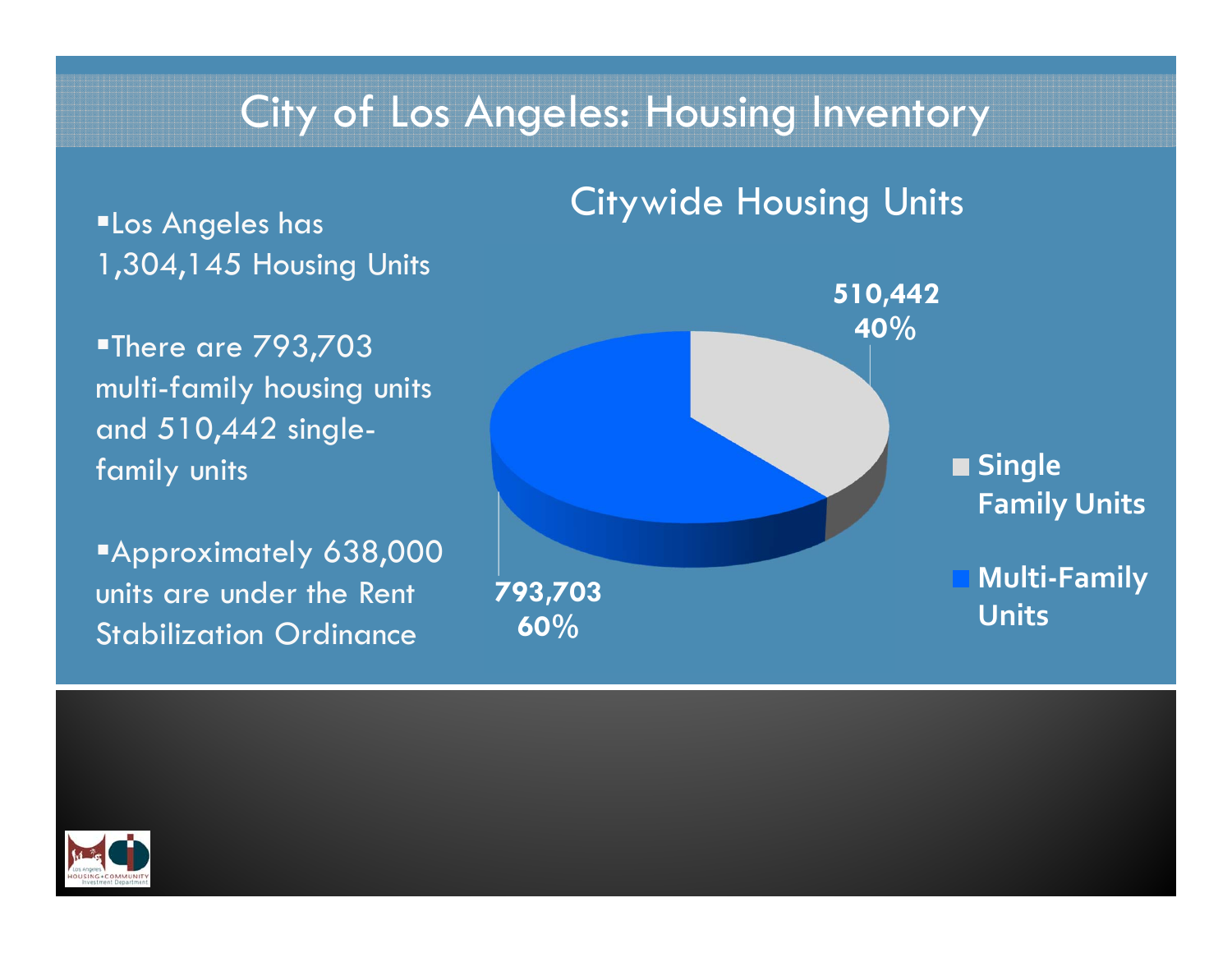# City of Los Angeles: Housing Inventory

- Los Angeles has 1,304,145 Housing Units
- There are 793,703 multi-family housing units and 510,442 single-family units
- Approximately 638,000 units are under the Rent Stabilization Ordinance

Citywide Housing Units

510,442
40%

793,703
60%

Single Family Units

Multi-Family Units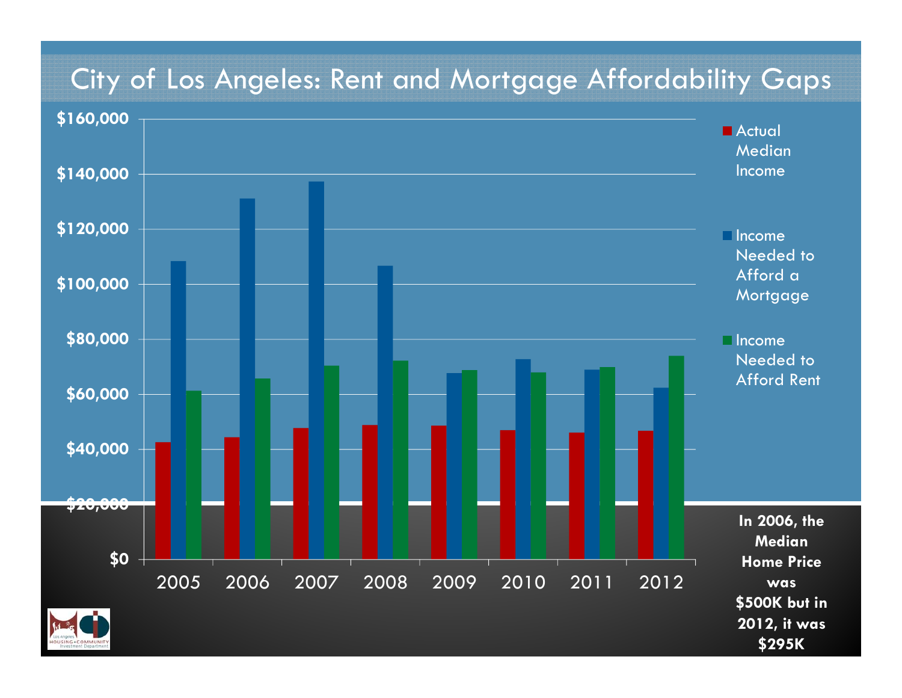# City of Los Angeles: Rent and Mortgage Affordability Gaps

$160,000
$140,000
$120,000
$100,000
$80,000
$60,000
$40,000
$20,000
$0

2005 2006 2007 2008 2009 2010 2011 2012

Actual Median Income

Income Needed to Afford a Mortgage

Income Needed to Afford Rent

**In 2006, the Median Home Price was $500K but in 2012, it was $295K**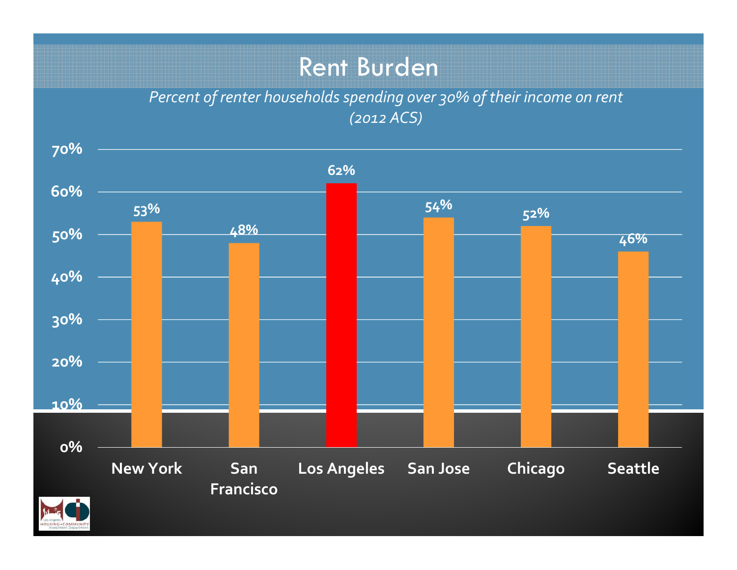# Rent Burden

*Percent of renter households spending over 30% of their income on rent (2012 ACS)*

70%
60%
50%
40%
30%
20%
10%
0%

53%
48%
62%
54%
52%
46%

New York
San Francisco
Los Angeles
San Jose
Chicago
Seattle

Los Angeles HOUSING + COMMUNITY Investment Department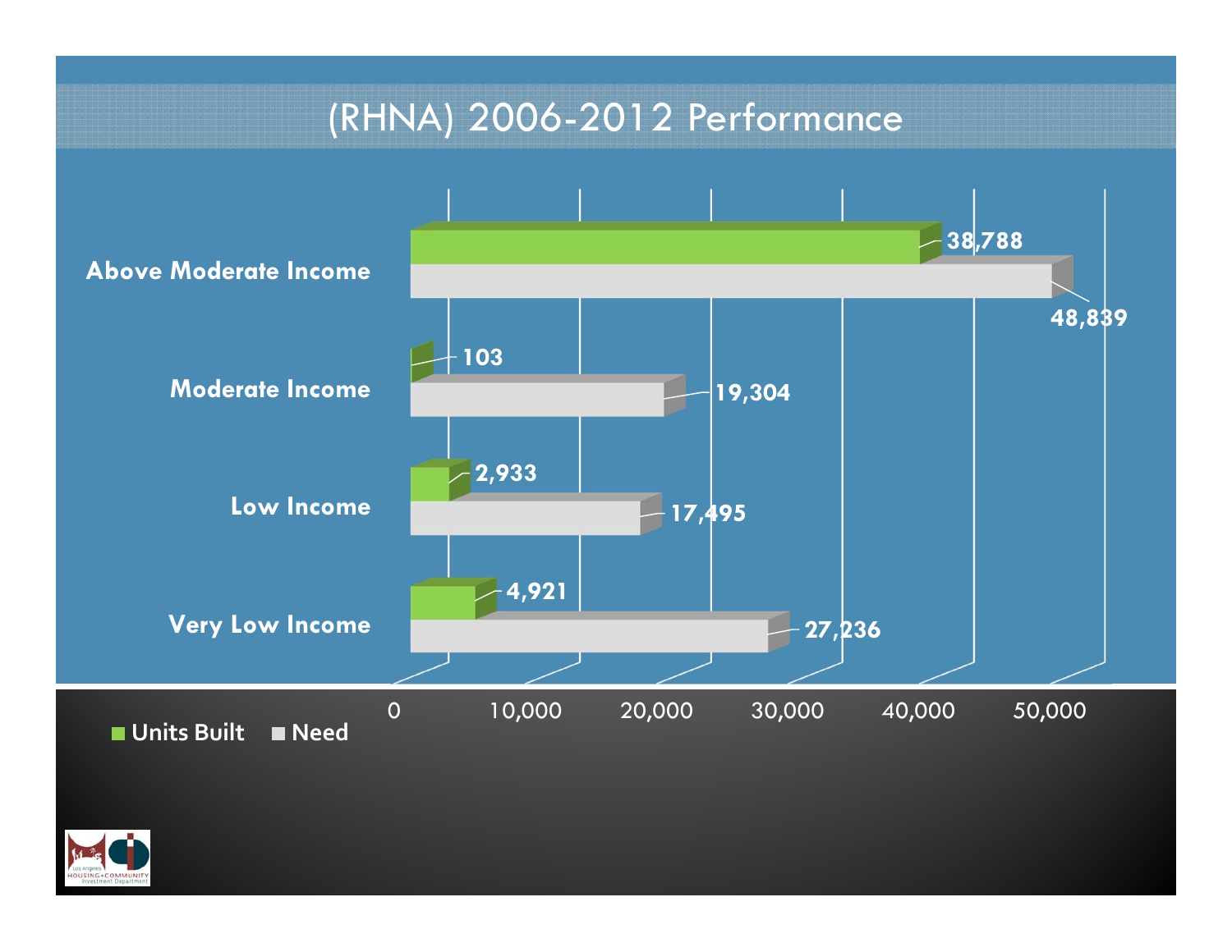# (RHNA) 2006-2012 Performance

Above Moderate Income

38,788

48,839

Moderate Income

103

19,304

Low Income

2,933

17,495

Very Low Income

4,921

27,236

0

10,000

20,000

30,000

40,000

50,000

Units Built

Need

Los Angeles HOUSING+COMMUNITY Investment Department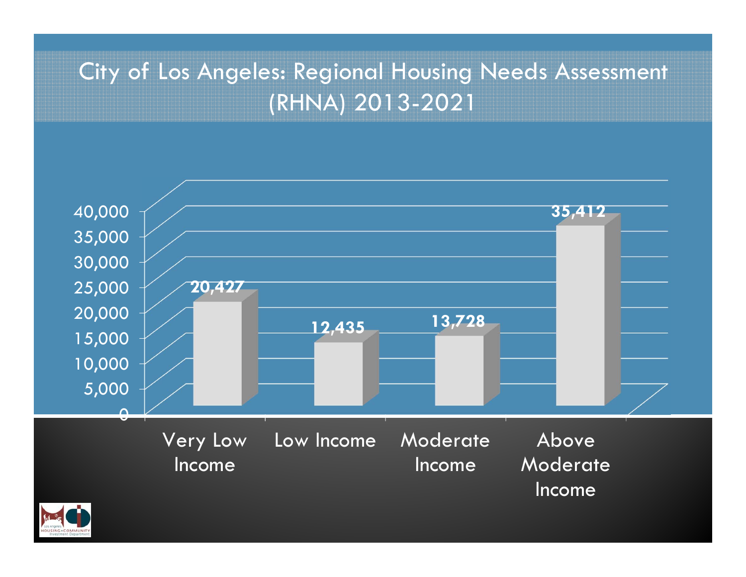# City of Los Angeles: Regional Housing Needs Assessment (RHNA) 2013-2021

40,000
35,000
30,000
25,000
20,000
15,000
10,000
5,000
0

20,427
12,435
13,728
35,412

Very Low Income
Low Income
Moderate Income
Above Moderate Income

Los Angeles HOUSING+COMMUNITY Investment Department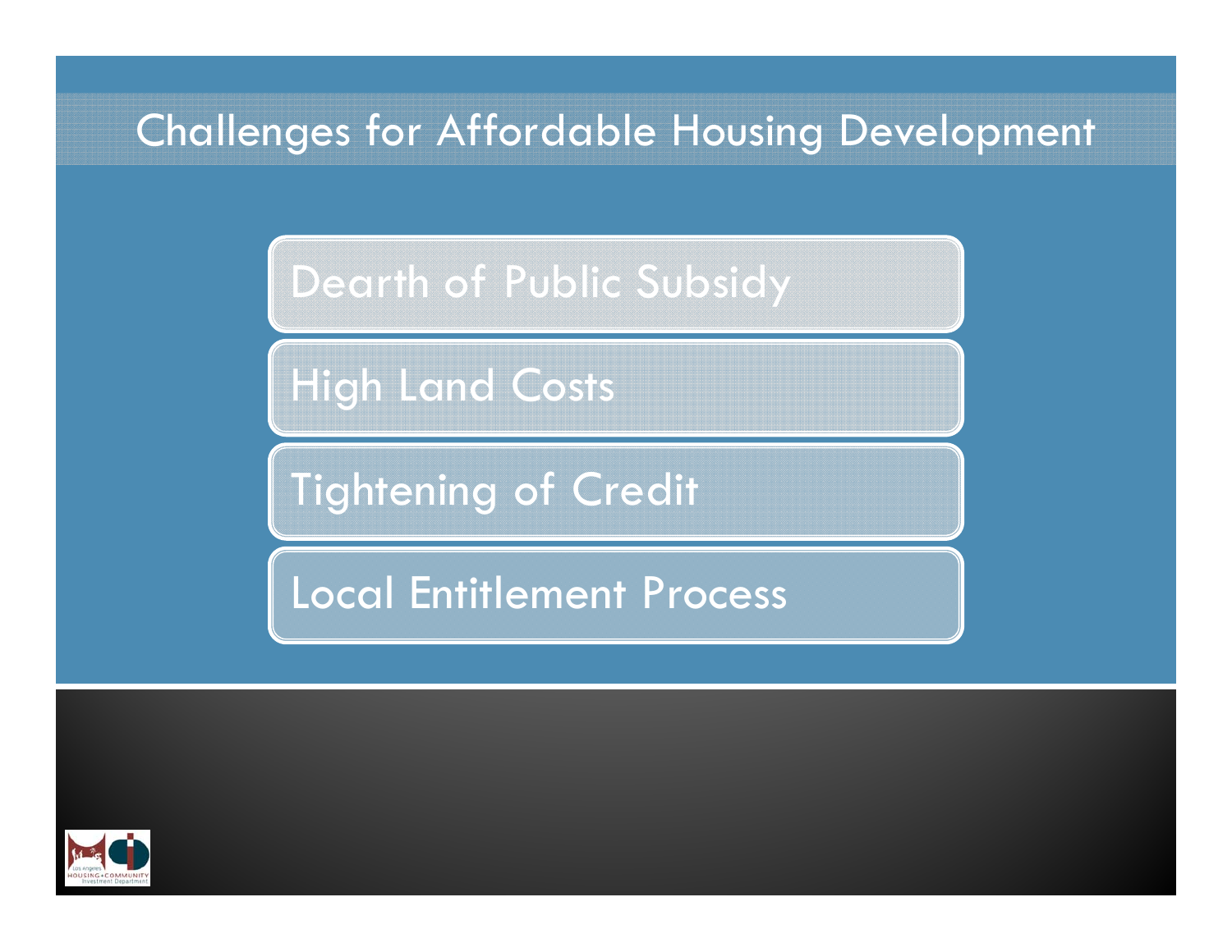# Challenges for Affordable Housing Development

- Dearth of Public Subsidy
- High Land Costs
- Tightening of Credit
- Local Entitlement Process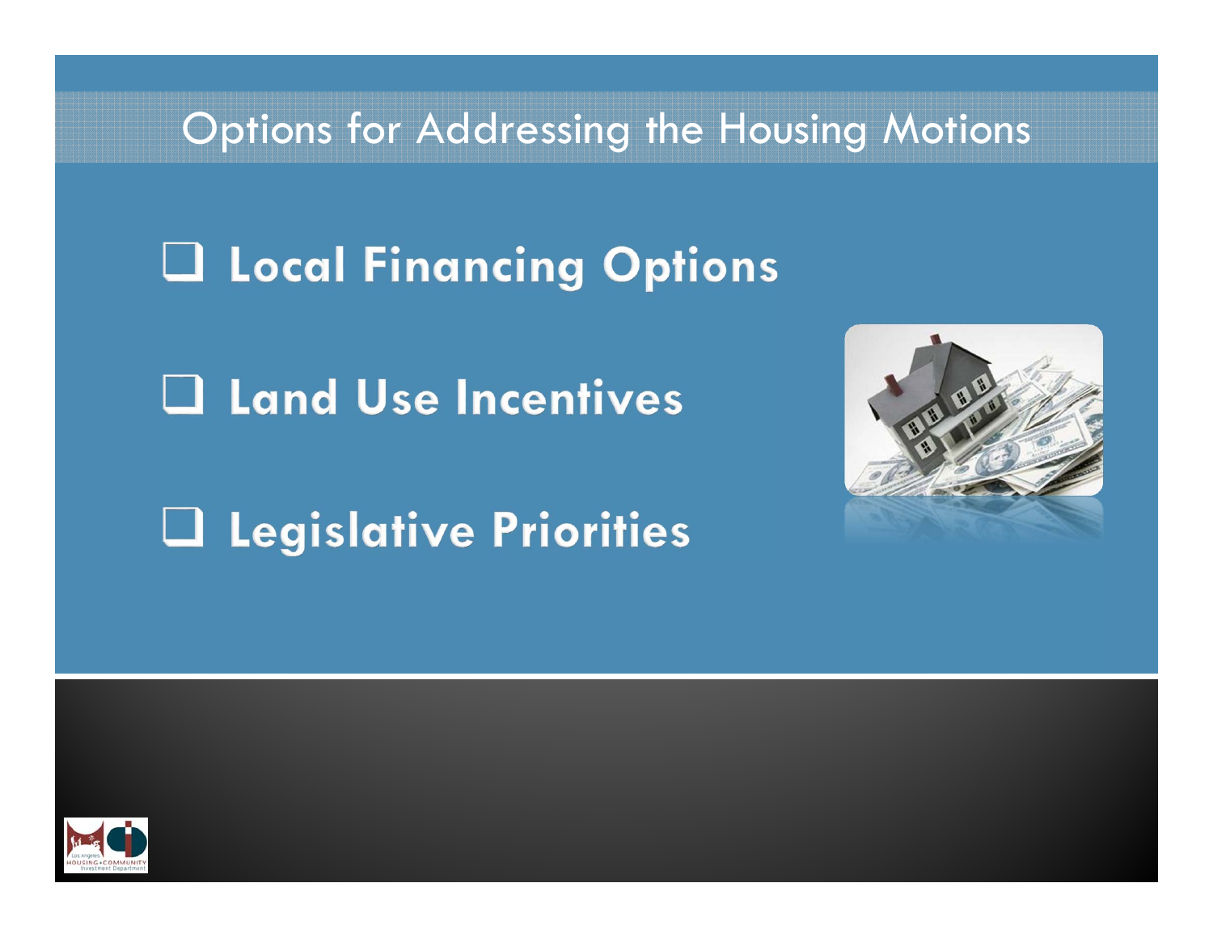# Options for Addressing the Housing Motions

- ❑ **Local Financing Options**
- ❑ **Land Use Incentives**
- ❑ **Legislative Priorities**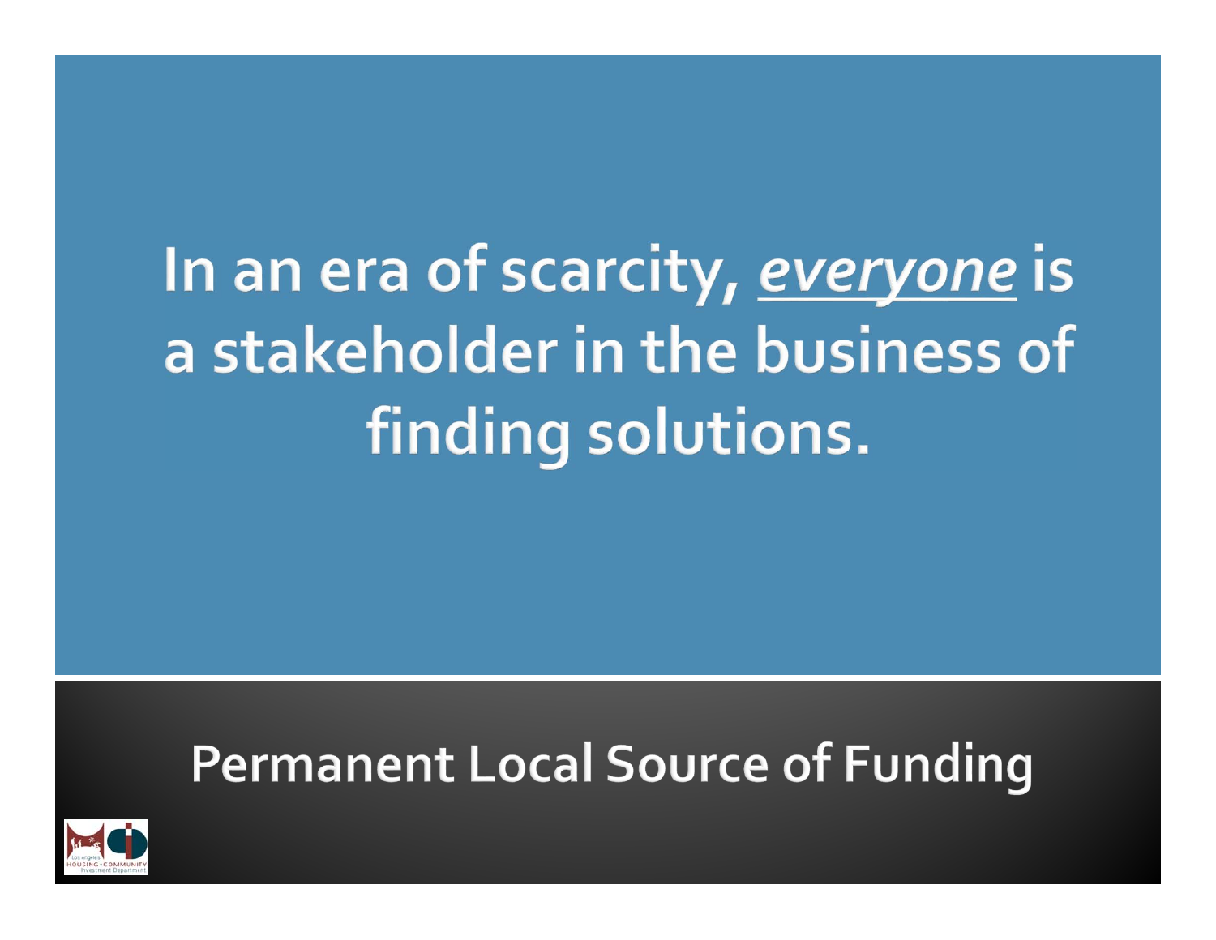# In an era of scarcity, *everyone* is a stakeholder in the business of finding solutions.

## Permanent Local Source of Funding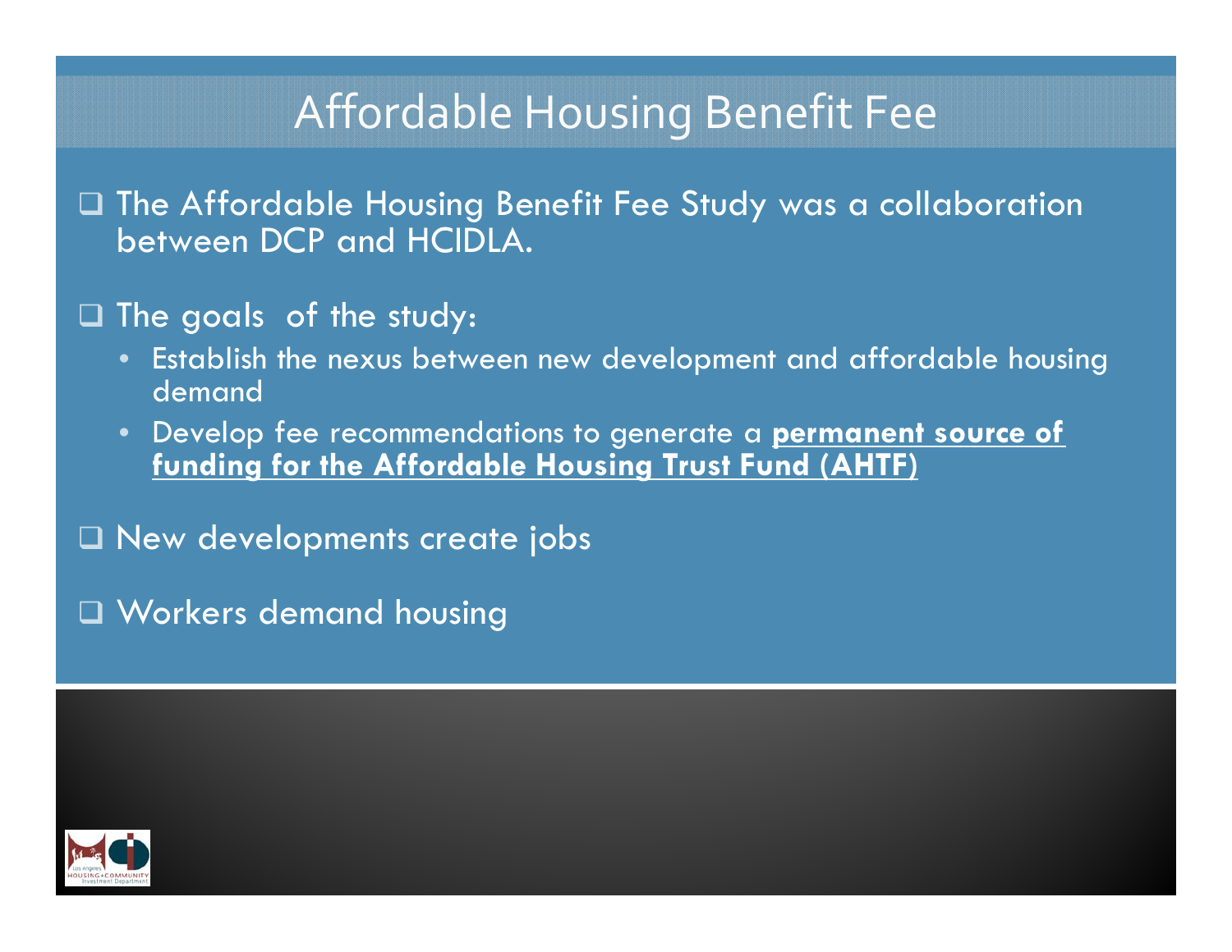# Affordable Housing Benefit Fee

- The Affordable Housing Benefit Fee Study was a collaboration between DCP and HCIDLA.
- The goals of the study:
  - Establish the nexus between new development and affordable housing demand
  - Develop fee recommendations to generate a **permanent source of funding for the Affordable Housing Trust Fund (AHTF)**
- New developments create jobs
- Workers demand housing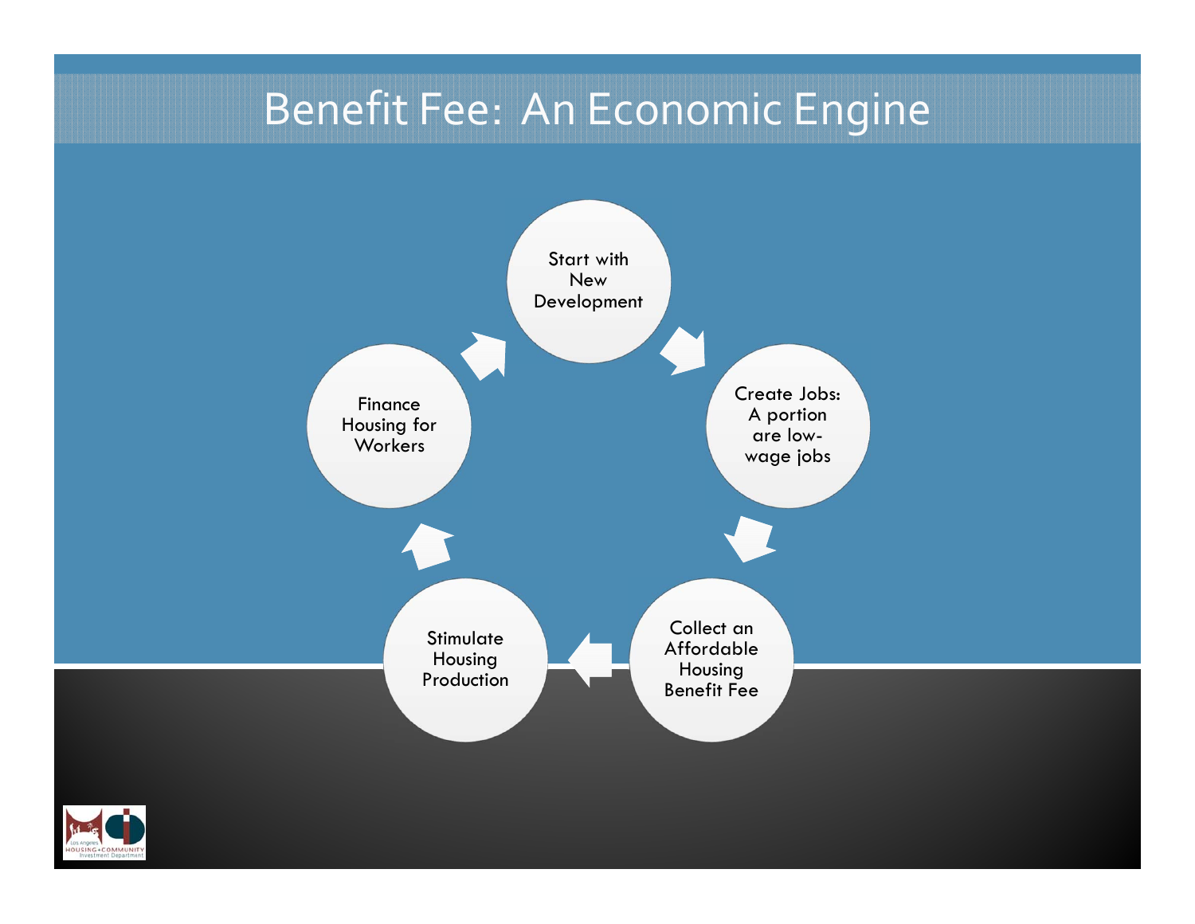# Benefit Fee: An Economic Engine

Start with New Development

Create Jobs: A portion are low-wage jobs

Collect an Affordable Housing Benefit Fee

Stimulate Housing Production

Finance Housing for Workers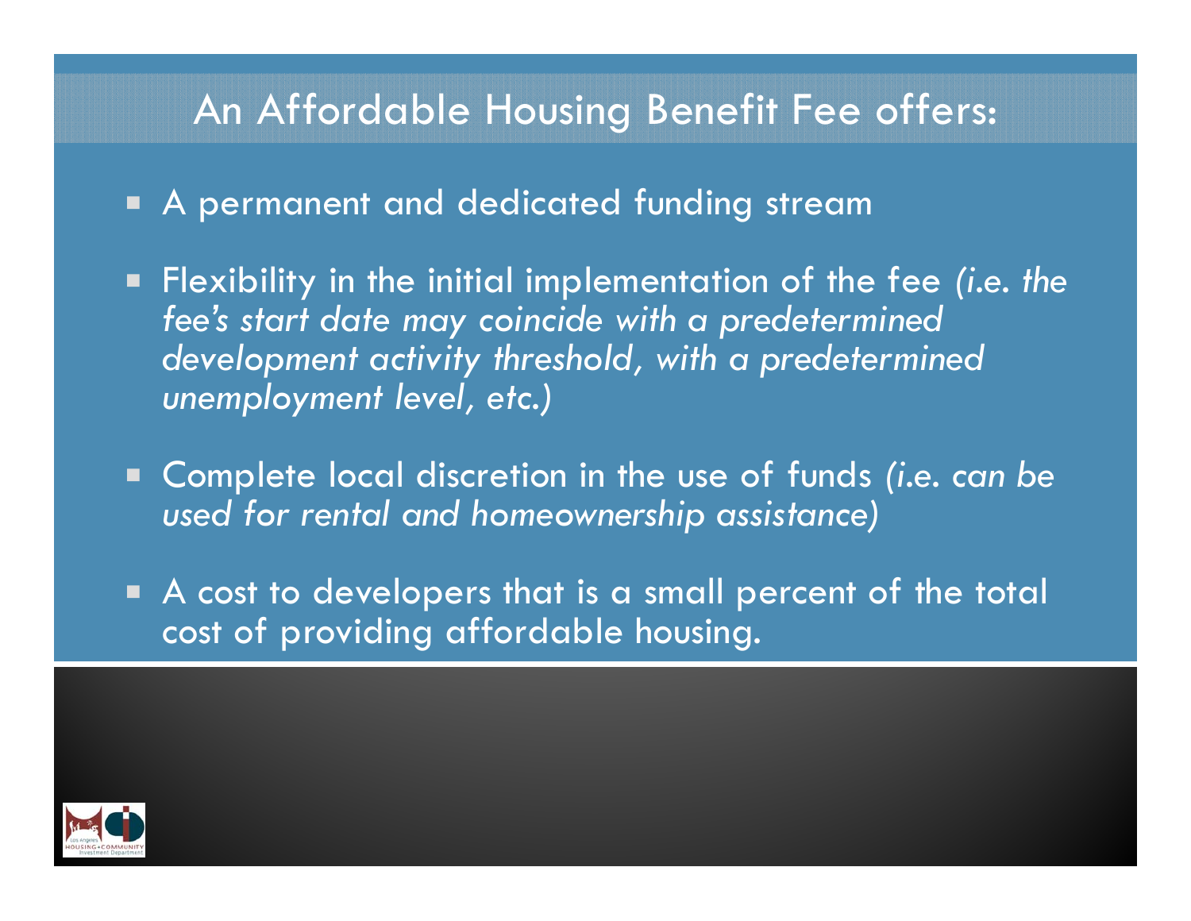## An Affordable Housing Benefit Fee offers:

- A permanent and dedicated funding stream
- Flexibility in the initial implementation of the fee *(i.e. the fee's start date may coincide with a predetermined development activity threshold, with a predetermined unemployment level, etc.)*
- Complete local discretion in the use of funds *(i.e. can be used for rental and homeownership assistance)*
- A cost to developers that is a small percent of the total cost of providing affordable housing.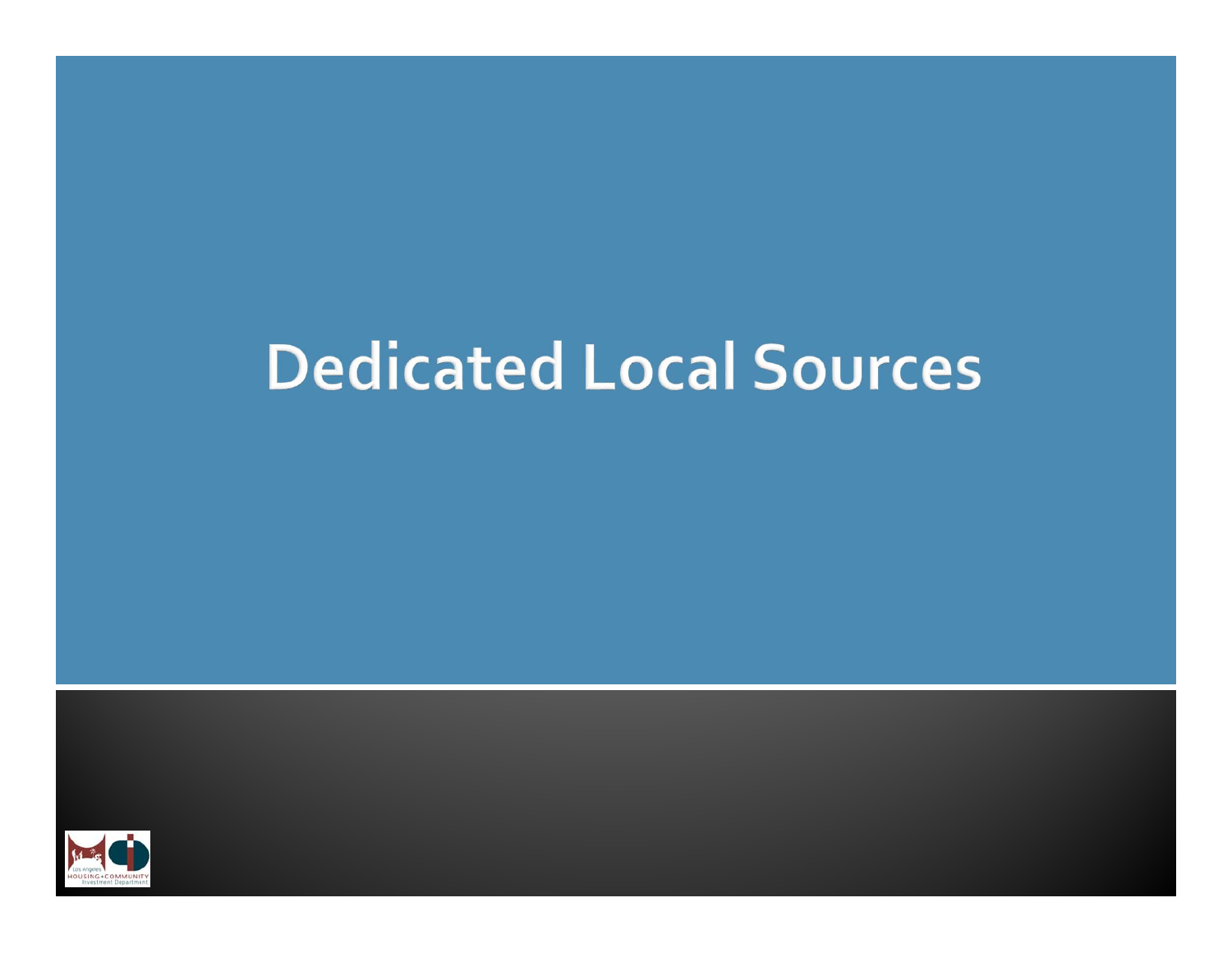# Dedicated Local Sources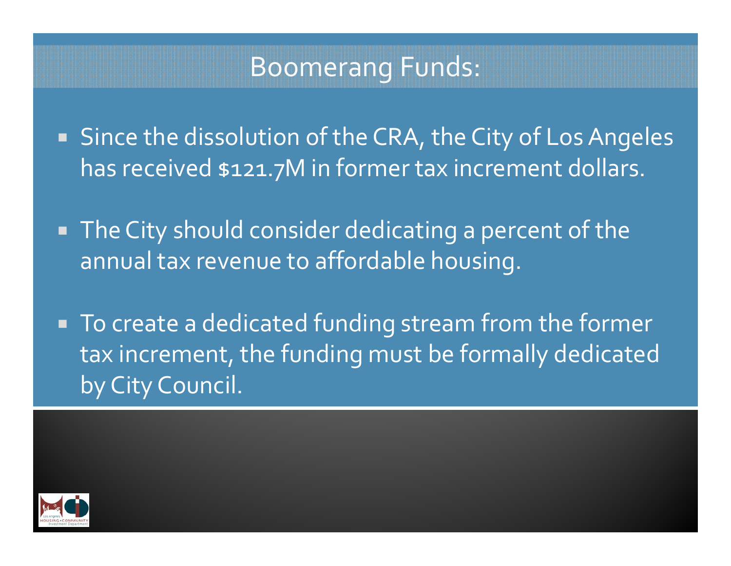# Boomerang Funds:

- Since the dissolution of the CRA, the City of Los Angeles has received $121.7M in former tax increment dollars.
- The City should consider dedicating a percent of the annual tax revenue to affordable housing.
- To create a dedicated funding stream from the former tax increment, the funding must be formally dedicated by City Council.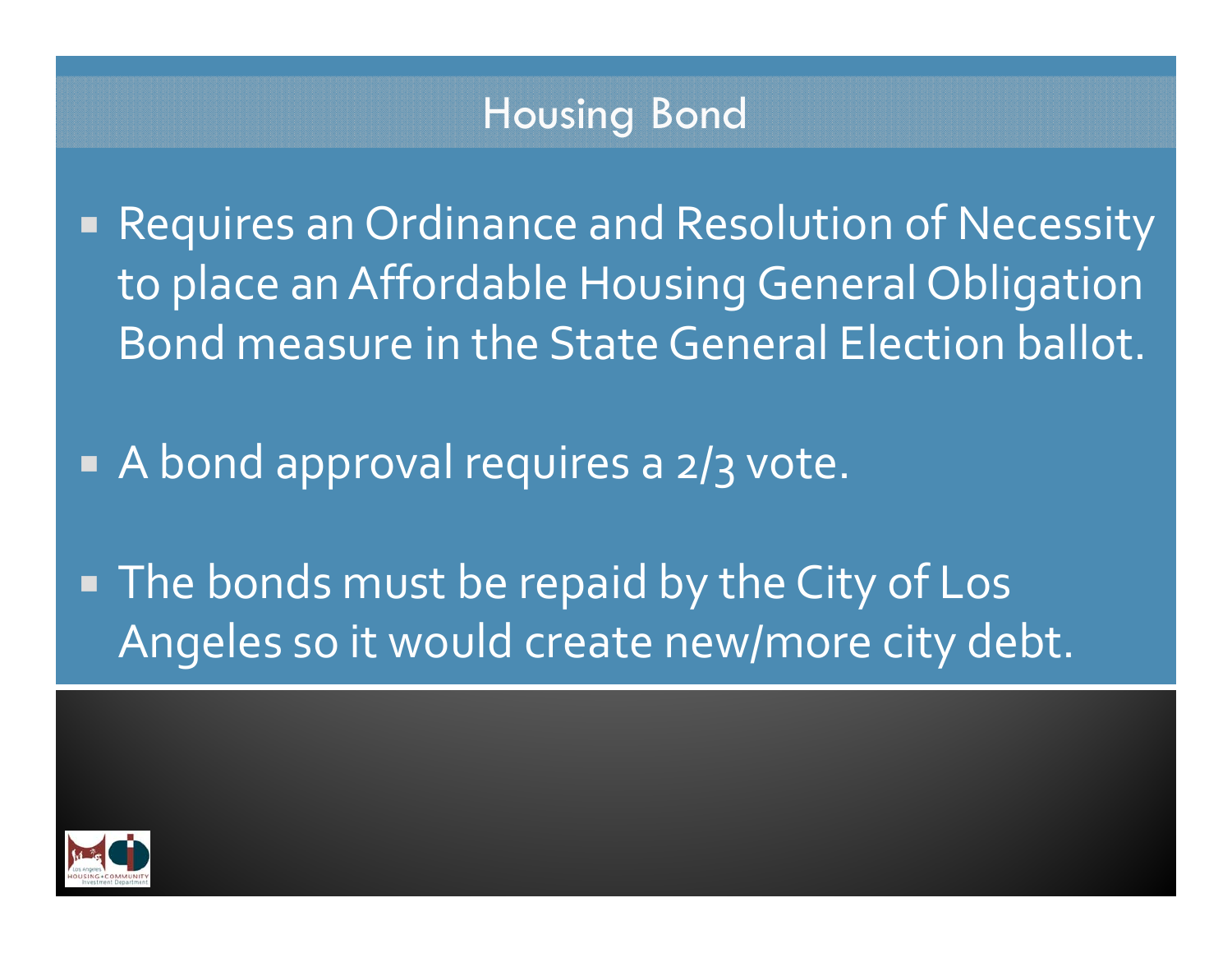# Housing Bond

- Requires an Ordinance and Resolution of Necessity to place an Affordable Housing General Obligation Bond measure in the State General Election ballot.

- A bond approval requires a 2/3 vote.

- The bonds must be repaid by the City of Los Angeles so it would create new/more city debt.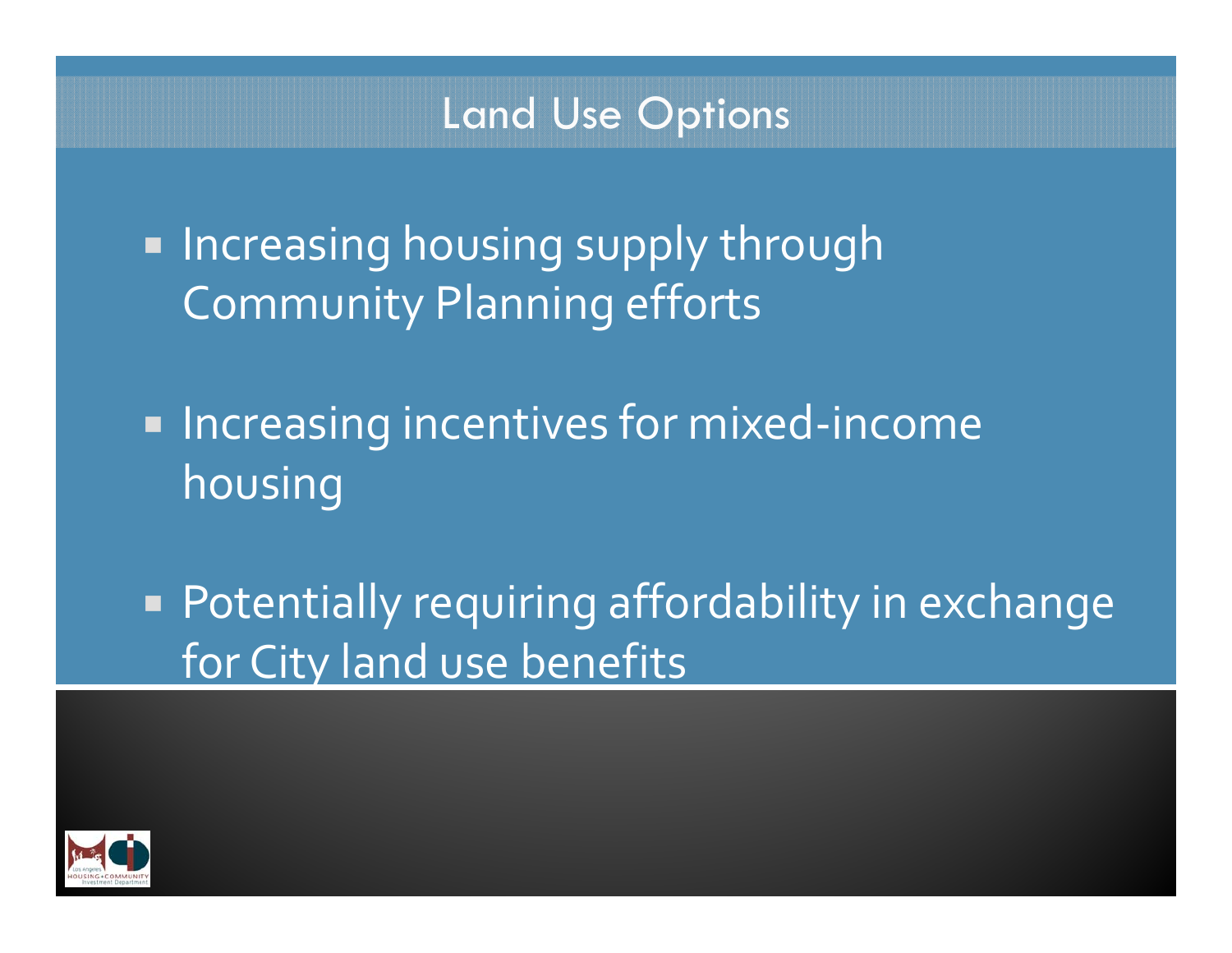# Land Use Options

- Increasing housing supply through Community Planning efforts
- Increasing incentives for mixed-income housing
- Potentially requiring affordability in exchange for City land use benefits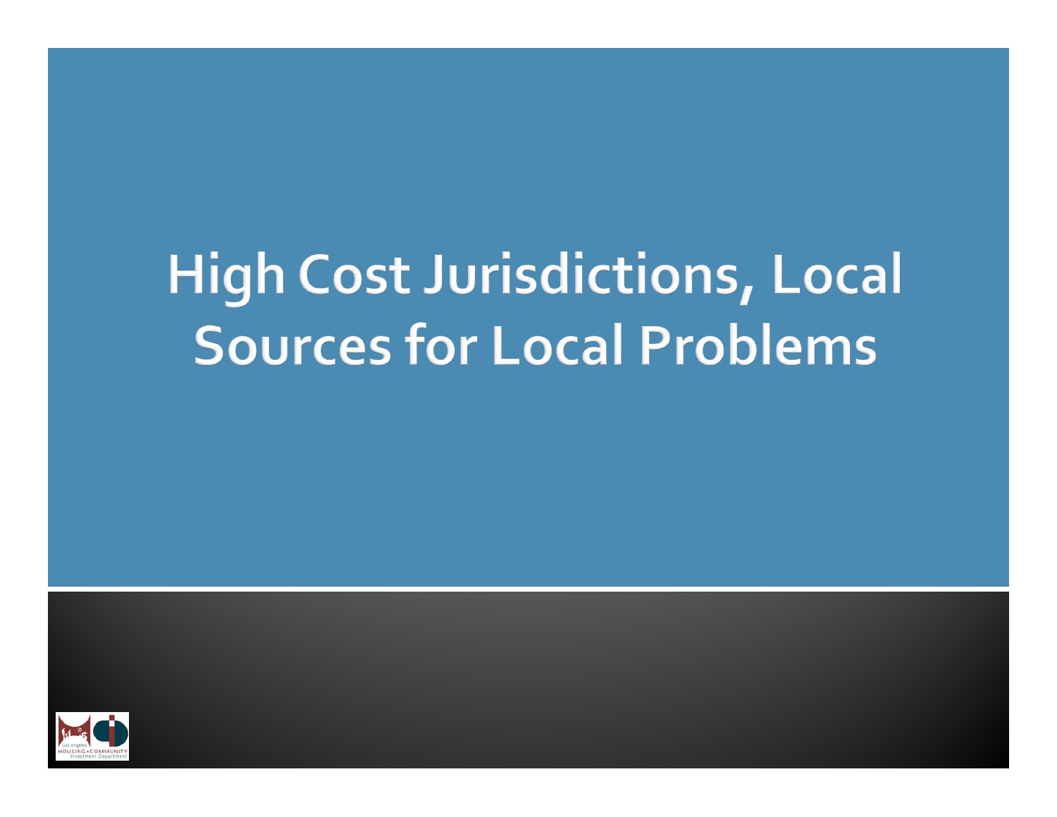# High Cost Jurisdictions, Local Sources for Local Problems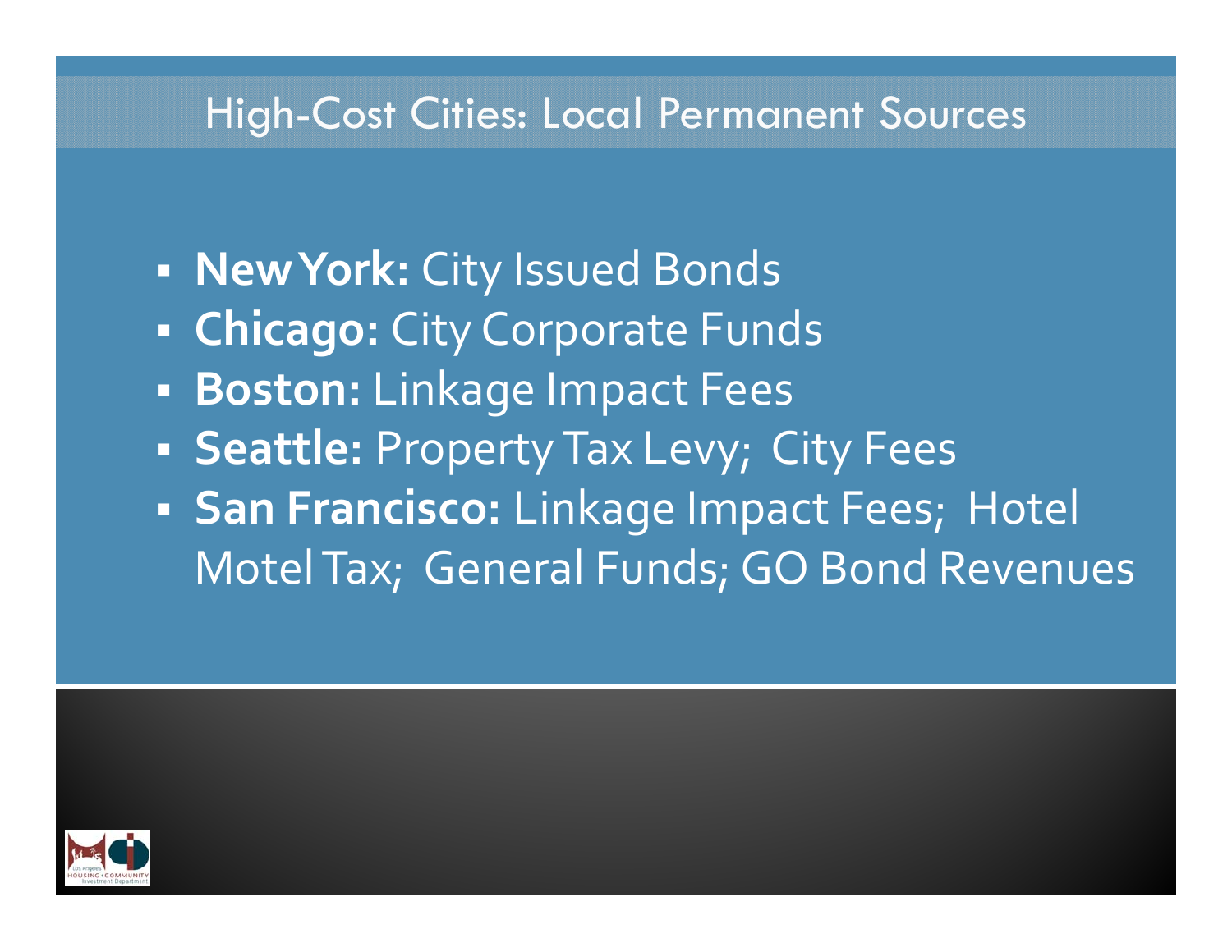# High-Cost Cities: Local Permanent Sources

- **New York:** City Issued Bonds
- **Chicago:** City Corporate Funds
- **Boston:** Linkage Impact Fees
- **Seattle:** Property Tax Levy; City Fees
- **San Francisco:** Linkage Impact Fees; Hotel Motel Tax; General Funds; GO Bond Revenues